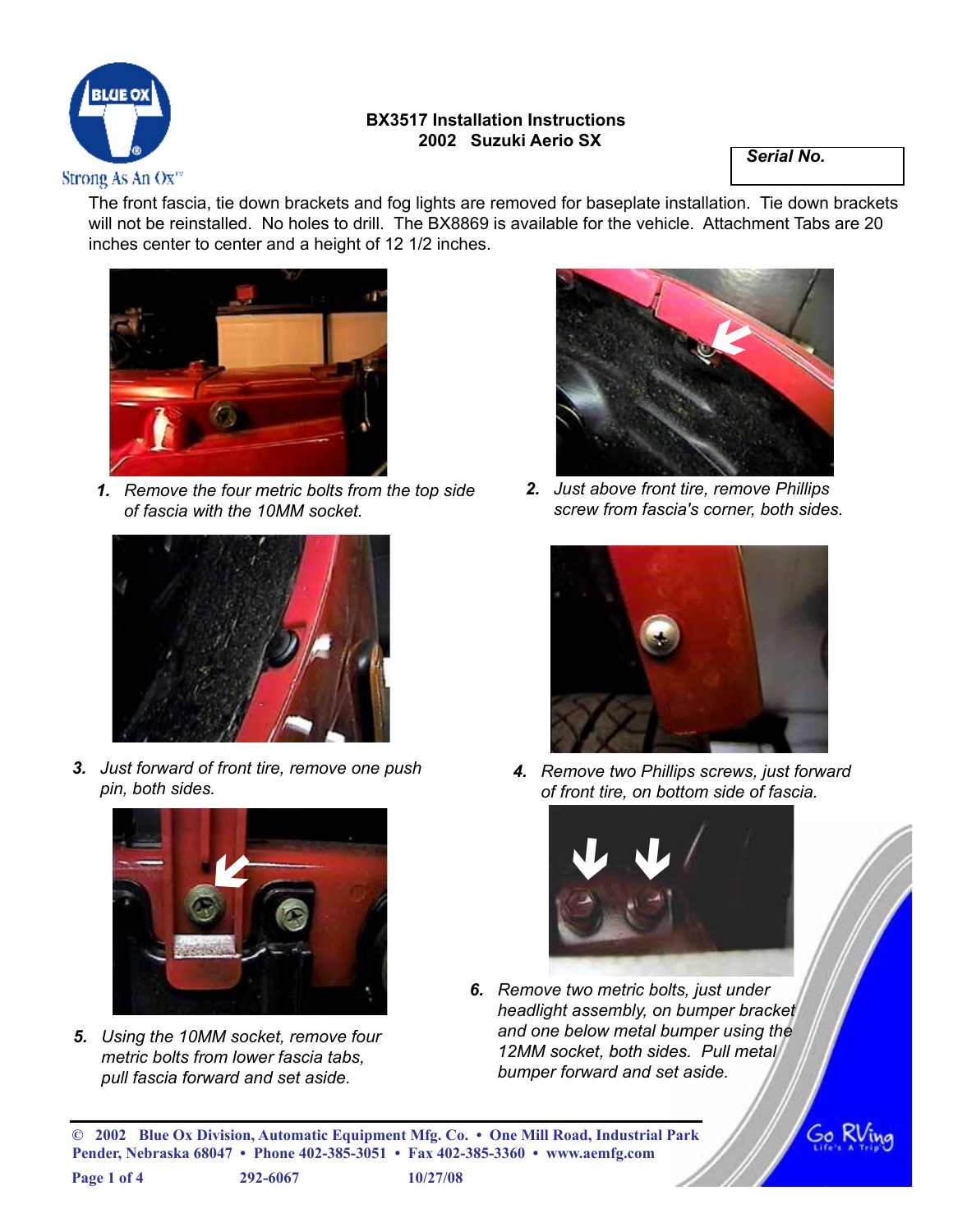# BX3517 Installation Instructions
## 2002 Suzuki Aerio SX

**Serial No.**

The front fascia, tie down brackets and fog lights are removed for baseplate installation. Tie down brackets will not be reinstalled. No holes to drill. The BX8869 is available for the vehicle. Attachment Tabs are 20 inches center to center and a height of 12 1/2 inches.

1. *Remove the four metric bolts from the top side of fascia with the 10MM socket.*

2. *Just above front tire, remove Phillips screw from fascia's corner, both sides.*

3. *Just forward of front tire, remove one push pin, both sides.*

4. *Remove two Phillips screws, just forward of front tire, on bottom side of fascia.*

5. *Using the 10MM socket, remove four metric bolts from lower fascia tabs, pull fascia forward and set aside.*

6. *Remove two metric bolts, just under headlight assembly, on bumper bracket and one below metal bumper using the 12MM socket, both sides. Pull metal bumper forward and set aside.*

© 2002 Blue Ox Division, Automatic Equipment Mfg. Co. • One Mill Road, Industrial Park Pender, Nebraska 68047 • Phone 402-385-3051 • Fax 402-385-3360 • www.aemfg.com

292-6067 10/27/08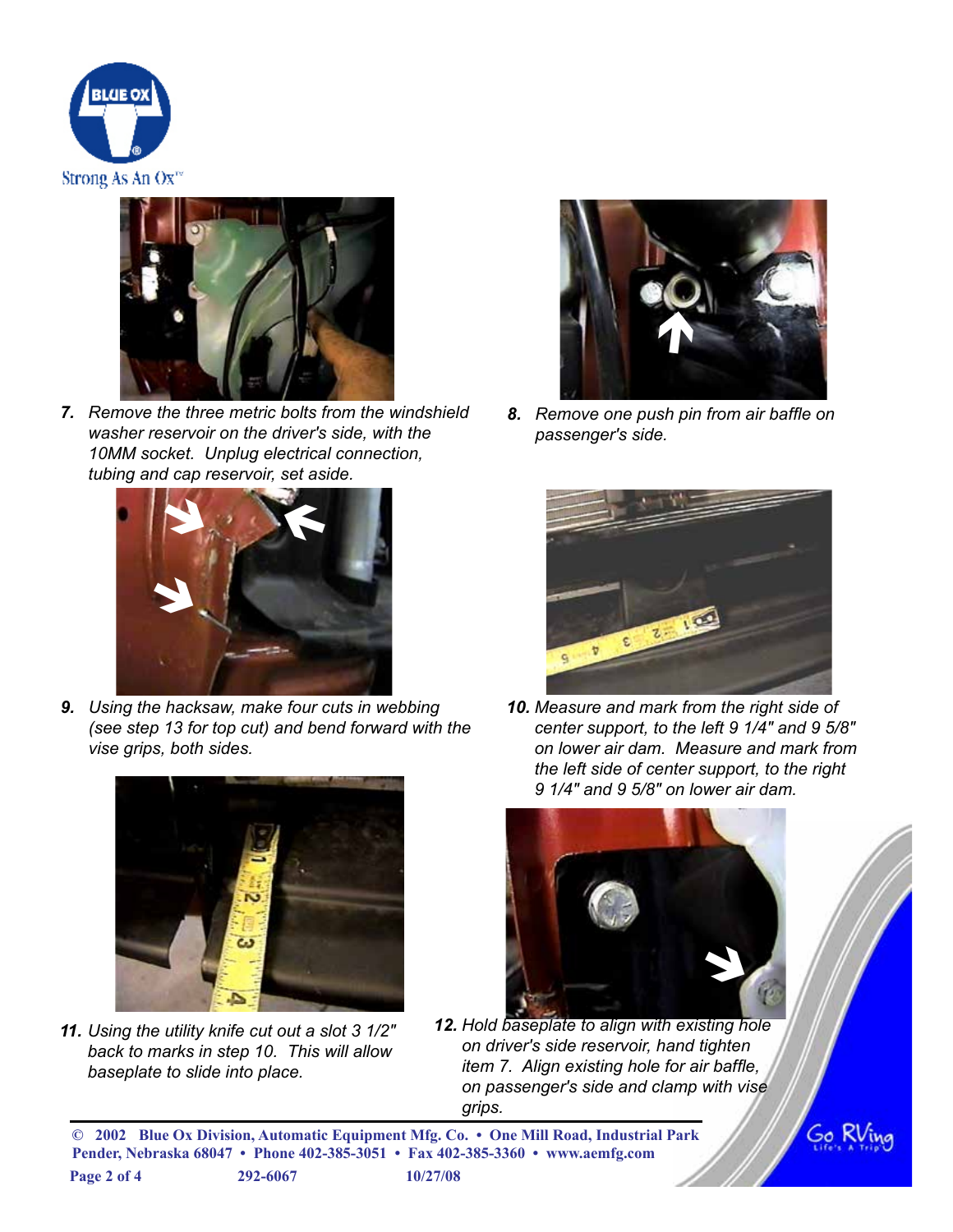7. *Remove the three metric bolts from the windshield washer reservoir on the driver's side, with the 10MM socket. Unplug electrical connection, tubing and cap reservoir, set aside.*

8. *Remove one push pin from air baffle on passenger's side.*

9. *Using the hacksaw, make four cuts in webbing (see step 13 for top cut) and bend forward with the vise grips, both sides.*

10. *Measure and mark from the right side of center support, to the left 9 1/4" and 9 5/8" on lower air dam. Measure and mark from the left side of center support, to the right 9 1/4" and 9 5/8" on lower air dam.*

11. *Using the utility knife cut out a slot 3 1/2" back to marks in step 10. This will allow baseplate to slide into place.*

12. *Hold baseplate to align with existing hole on driver's side reservoir, hand tighten item 7. Align existing hole for air baffle, on passenger's side and clamp with vise grips.*

© 2002 Blue Ox Division, Automatic Equipment Mfg. Co. • One Mill Road, Industrial Park Pender, Nebraska 68047 • Phone 402-385-3051 • Fax 402-385-3360 • www.aemfg.com

292-6067 10/27/08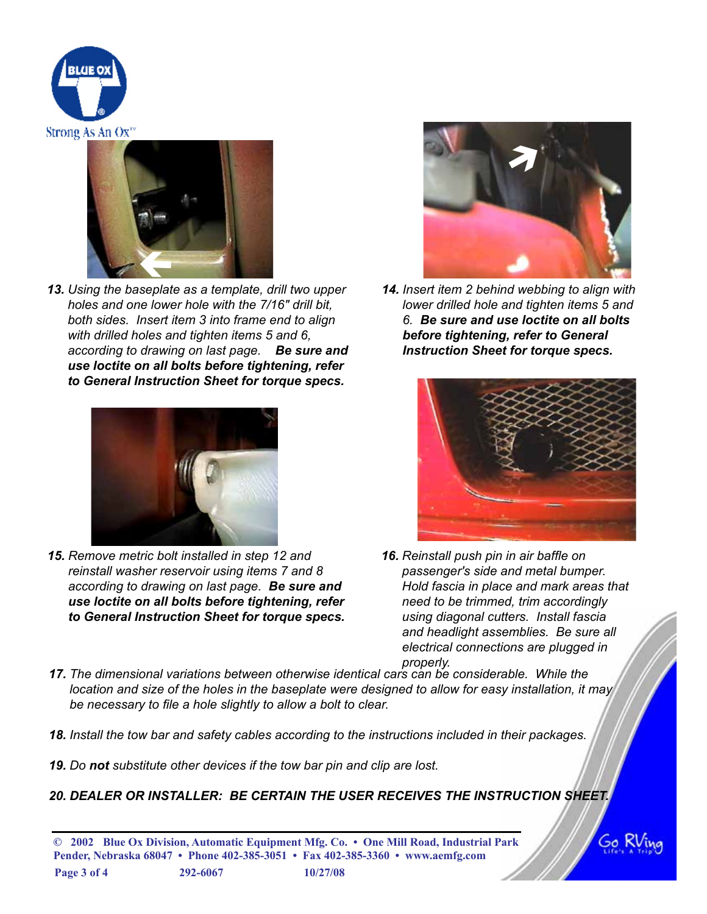**13.** *Using the baseplate as a template, drill two upper holes and one lower hole with the 7/16" drill bit, both sides. Insert item 3 into frame end to align with drilled holes and tighten items 5 and 6, according to drawing on last page.* ***Be sure and use loctite on all bolts before tightening, refer to General Instruction Sheet for torque specs.***

**14.** *Insert item 2 behind webbing to align with lower drilled hole and tighten items 5 and 6.* ***Be sure and use loctite on all bolts before tightening, refer to General Instruction Sheet for torque specs.***

**15.** *Remove metric bolt installed in step 12 and reinstall washer reservoir using items 7 and 8 according to drawing on last page.* ***Be sure and use loctite on all bolts before tightening, refer to General Instruction Sheet for torque specs.***

**16.** *Reinstall push pin in air baffle on passenger's side and metal bumper. Hold fascia in place and mark areas that need to be trimmed, trim accordingly using diagonal cutters. Install fascia and headlight assemblies. Be sure all electrical connections are plugged in properly.*

**17.** *The dimensional variations between otherwise identical cars can be considerable. While the location and size of the holes in the baseplate were designed to allow for easy installation, it may be necessary to file a hole slightly to allow a bolt to clear.*

**18.** *Install the tow bar and safety cables according to the instructions included in their packages.*

**19.** *Do* ***not*** *substitute other devices if the tow bar pin and clip are lost.*

***20. DEALER OR INSTALLER: BE CERTAIN THE USER RECEIVES THE INSTRUCTION SHEET.***

**© 2002 Blue Ox Division, Automatic Equipment Mfg. Co. • One Mill Road, Industrial Park Pender, Nebraska 68047 • Phone 402-385-3051 • Fax 402-385-3360 • www.aemfg.com**

**292-6067 10/27/08**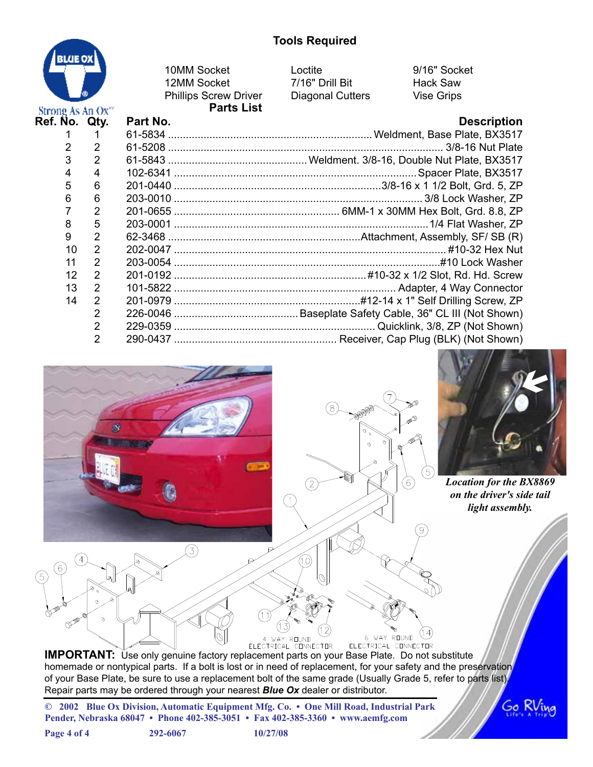## Tools Required

| | | |
|---|---|---|
| 10MM Socket | Loctite | 9/16" Socket |
| 12MM Socket | 7/16" Drill Bit | Hack Saw |
| Phillips Screw Driver | Diagonal Cutters | Vise Grips |

## Parts List

| Ref. No. | Qty. | Part No. | Description |
|---|---|---|---|
| 1 | 1 | 61-5834 | Weldment, Base Plate, BX3517 |
| 2 | 2 | 61-5208 | 3/8-16 Nut Plate |
| 3 | 2 | 61-5843 | Weldment. 3/8-16, Double Nut Plate, BX3517 |
| 4 | 4 | 102-6341 | Spacer Plate, BX3517 |
| 5 | 6 | 201-0440 | 3/8-16 x 1 1/2 Bolt, Grd. 5, ZP |
| 6 | 6 | 203-0010 | 3/8 Lock Washer, ZP |
| 7 | 2 | 201-0655 | 6MM-1 x 30MM Hex Bolt, Grd. 8.8, ZP |
| 8 | 5 | 203-0001 | 1/4 Flat Washer, ZP |
| 9 | 2 | 62-3468 | Attachment, Assembly, SF/ SB (R) |
| 10 | 2 | 202-0047 | #10-32 Hex Nut |
| 11 | 2 | 203-0054 | #10 Lock Washer |
| 12 | 2 | 201-0192 | #10-32 x 1/2 Slot, Rd. Hd. Screw |
| 13 | 2 | 101-5822 | Adapter, 4 Way Connector |
| 14 | 2 | 201-0979 | #12-14 x 1" Self Drilling Screw, ZP |
| | 2 | 226-0046 | Baseplate Safety Cable, 36" CL III (Not Shown) |
| | 2 | 229-0359 | Quicklink, 3/8, ZP (Not Shown) |
| | 2 | 290-0437 | Receiver, Cap Plug (BLK) (Not Shown) |

*Location for the BX8869 on the driver's side tail light assembly.*

4 WAY ROUND ELECTRICAL CONNECTOR

6 WAY ROUND ELECTRICAL CONNECTOR

**IMPORTANT:** Use only genuine factory replacement parts on your Base Plate. Do not substitute homemade or nontypical parts. If a bolt is lost or in need of replacement, for your safety and the preservation of your Base Plate, be sure to use a replacement bolt of the same grade (Usually Grade 5, refer to parts list). Repair parts may be ordered through your nearest ***Blue Ox*** dealer or distributor.

© 2002 Blue Ox Division, Automatic Equipment Mfg. Co. • One Mill Road, Industrial Park Pender, Nebraska 68047 • Phone 402-385-3051 • Fax 402-385-3360 • www.aemfg.com

292-6067 10/27/08